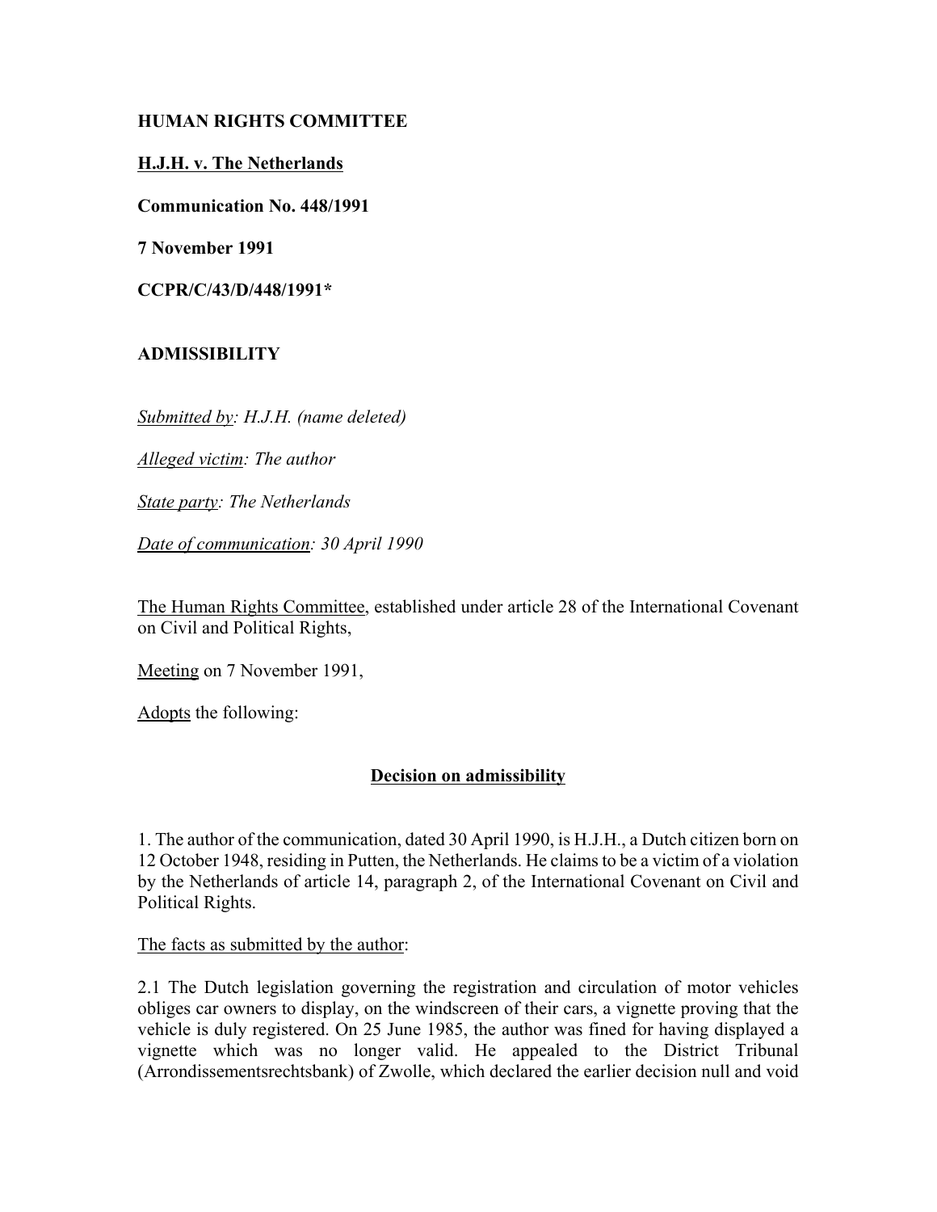**HUMAN RIGHTS COMMITTEE**

**H.J.H. v. The Netherlands**

**Communication No. 448/1991**

**7 November 1991**

**CCPR/C/43/D/448/1991***

**ADMISSIBILITY**

*Submitted by: H.J.H. (name deleted)*

*Alleged victim: The author*

*State party: The Netherlands*

*Date of communication: 30 April 1990*

The Human Rights Committee, established under article 28 of the International Covenant on Civil and Political Rights,

Meeting on 7 November 1991,

Adopts the following:

## Decision on admissibility

1. The author of the communication, dated 30 April 1990, is H.J.H., a Dutch citizen born on 12 October 1948, residing in Putten, the Netherlands. He claims to be a victim of a violation by the Netherlands of article 14, paragraph 2, of the International Covenant on Civil and Political Rights.

The facts as submitted by the author:

2.1 The Dutch legislation governing the registration and circulation of motor vehicles obliges car owners to display, on the windscreen of their cars, a vignette proving that the vehicle is duly registered. On 25 June 1985, the author was fined for having displayed a vignette which was no longer valid. He appealed to the District Tribunal (Arrondissementsrechtsbank) of Zwolle, which declared the earlier decision null and void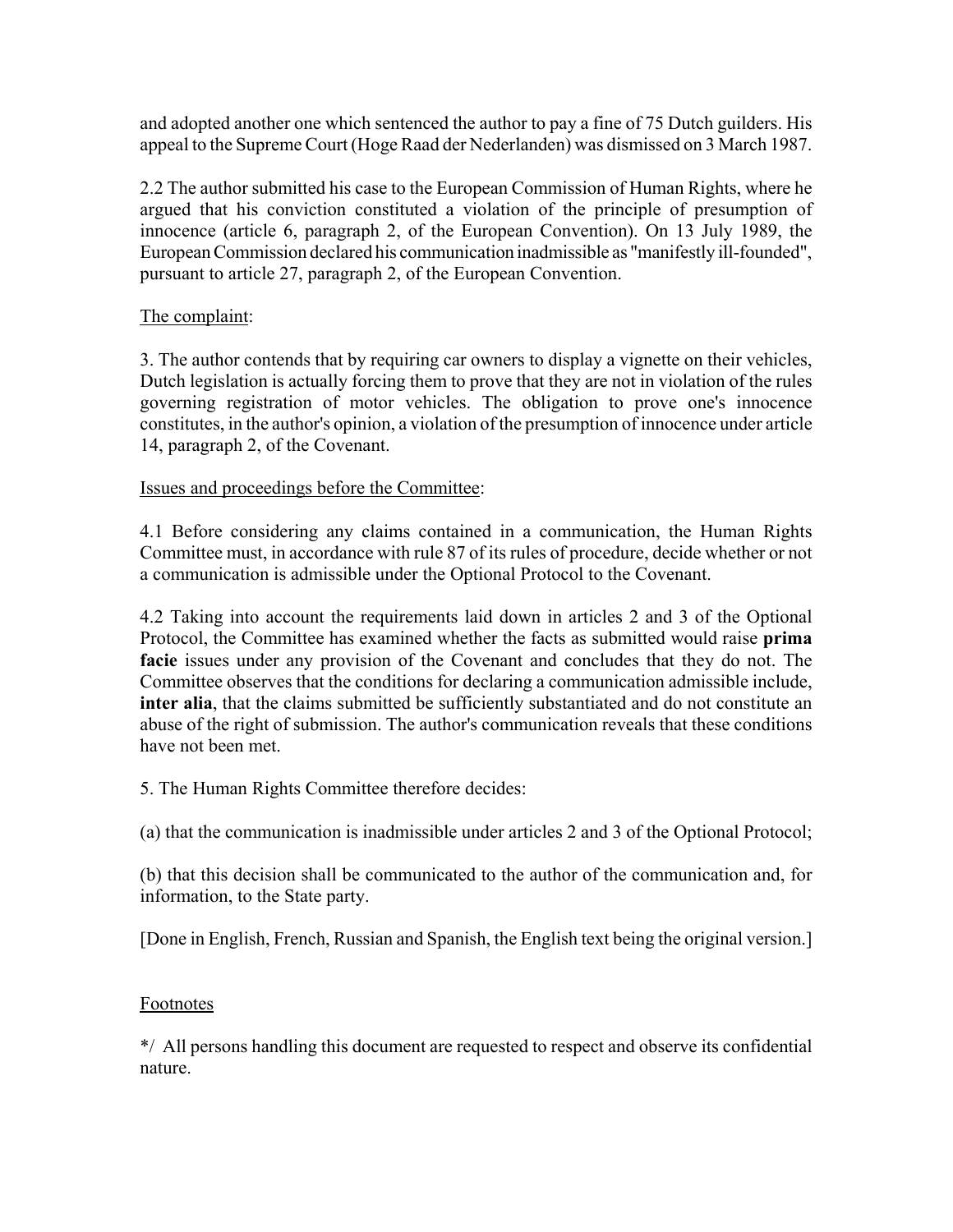and adopted another one which sentenced the author to pay a fine of 75 Dutch guilders. His appeal to the Supreme Court (Hoge Raad der Nederlanden) was dismissed on 3 March 1987.

2.2 The author submitted his case to the European Commission of Human Rights, where he argued that his conviction constituted a violation of the principle of presumption of innocence (article 6, paragraph 2, of the European Convention). On 13 July 1989, the European Commission declared his communication inadmissible as "manifestly ill-founded", pursuant to article 27, paragraph 2, of the European Convention.

The complaint:

3. The author contends that by requiring car owners to display a vignette on their vehicles, Dutch legislation is actually forcing them to prove that they are not in violation of the rules governing registration of motor vehicles. The obligation to prove one's innocence constitutes, in the author's opinion, a violation of the presumption of innocence under article 14, paragraph 2, of the Covenant.

Issues and proceedings before the Committee:

4.1 Before considering any claims contained in a communication, the Human Rights Committee must, in accordance with rule 87 of its rules of procedure, decide whether or not a communication is admissible under the Optional Protocol to the Covenant.

4.2 Taking into account the requirements laid down in articles 2 and 3 of the Optional Protocol, the Committee has examined whether the facts as submitted would raise **prima facie** issues under any provision of the Covenant and concludes that they do not. The Committee observes that the conditions for declaring a communication admissible include, **inter alia**, that the claims submitted be sufficiently substantiated and do not constitute an abuse of the right of submission. The author's communication reveals that these conditions have not been met.

5. The Human Rights Committee therefore decides:

(a) that the communication is inadmissible under articles 2 and 3 of the Optional Protocol;

(b) that this decision shall be communicated to the author of the communication and, for information, to the State party.

[Done in English, French, Russian and Spanish, the English text being the original version.]

Footnotes

*/ All persons handling this document are requested to respect and observe its confidential nature.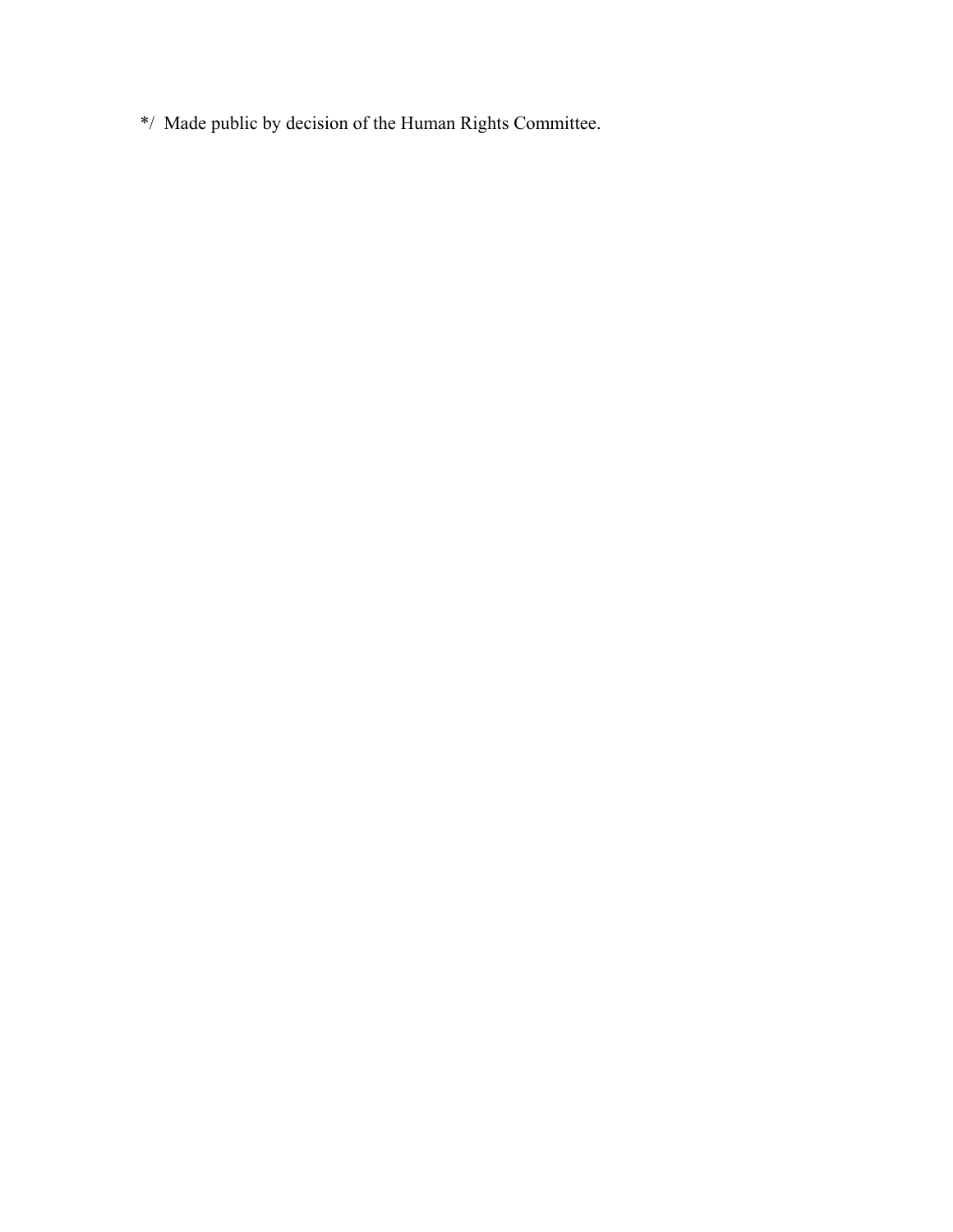*/ Made public by decision of the Human Rights Committee.